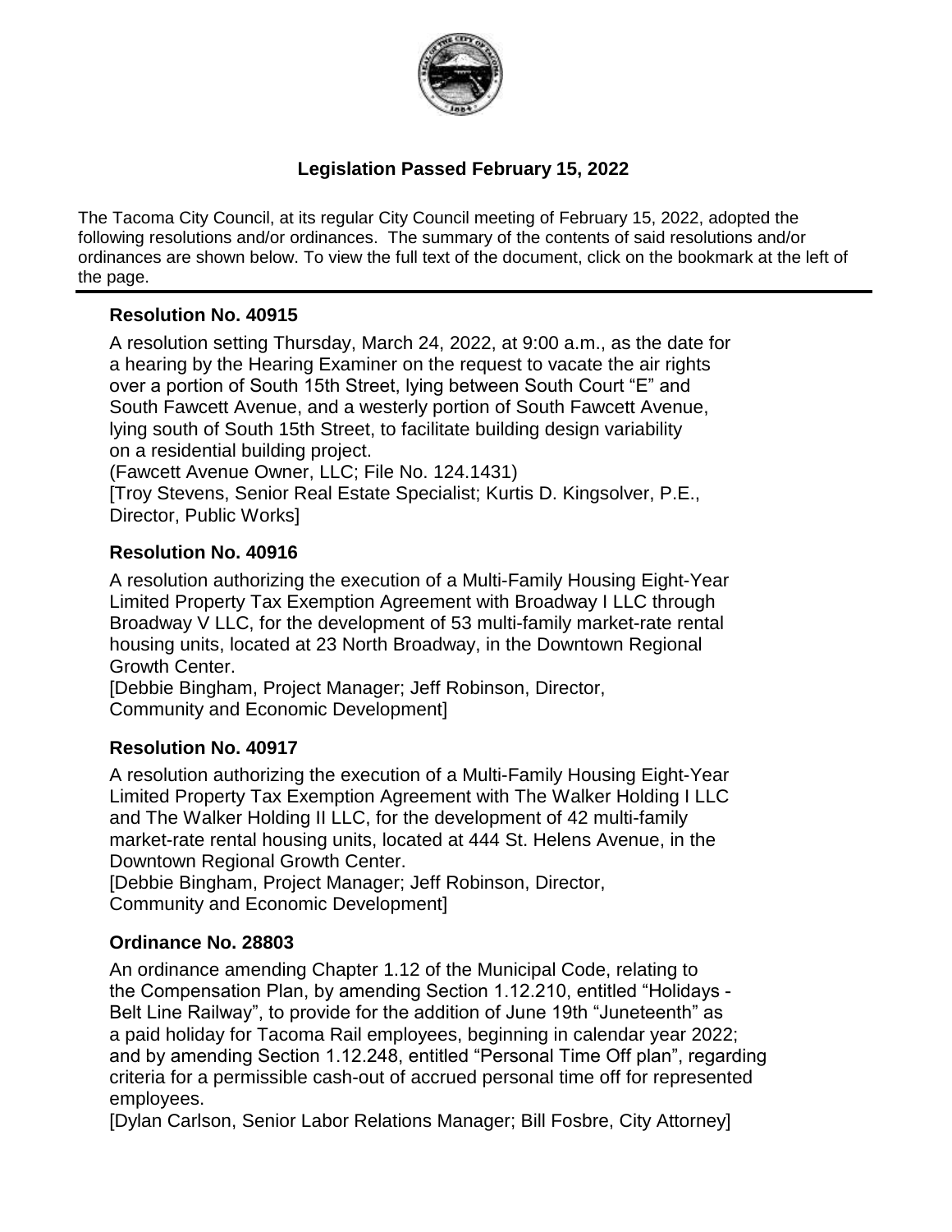# Legislation Passed February 15, 2022

The Tacoma City Council, at its regular City Council meeting of February 15, 2022, adopted the following resolutions and/or ordinances. The summary of the contents of said resolutions and/or ordinances are shown below. To view the full text of the document, click on the bookmark at the left of the page.

---

## Resolution No. 40915

A resolution setting Thursday, March 24, 2022, at 9:00 a.m., as the date for a hearing by the Hearing Examiner on the request to vacate the air rights over a portion of South 15th Street, lying between South Court "E" and South Fawcett Avenue, and a westerly portion of South Fawcett Avenue, lying south of South 15th Street, to facilitate building design variability on a residential building project.
(Fawcett Avenue Owner, LLC; File No. 124.1431)
[Troy Stevens, Senior Real Estate Specialist; Kurtis D. Kingsolver, P.E., Director, Public Works]

## Resolution No. 40916

A resolution authorizing the execution of a Multi-Family Housing Eight-Year Limited Property Tax Exemption Agreement with Broadway I LLC through Broadway V LLC, for the development of 53 multi-family market-rate rental housing units, located at 23 North Broadway, in the Downtown Regional Growth Center.
[Debbie Bingham, Project Manager; Jeff Robinson, Director, Community and Economic Development]

## Resolution No. 40917

A resolution authorizing the execution of a Multi-Family Housing Eight-Year Limited Property Tax Exemption Agreement with The Walker Holding I LLC and The Walker Holding II LLC, for the development of 42 multi-family market-rate rental housing units, located at 444 St. Helens Avenue, in the Downtown Regional Growth Center.
[Debbie Bingham, Project Manager; Jeff Robinson, Director, Community and Economic Development]

## Ordinance No. 28803

An ordinance amending Chapter 1.12 of the Municipal Code, relating to the Compensation Plan, by amending Section 1.12.210, entitled "Holidays - Belt Line Railway", to provide for the addition of June 19th "Juneteenth" as a paid holiday for Tacoma Rail employees, beginning in calendar year 2022; and by amending Section 1.12.248, entitled "Personal Time Off plan", regarding criteria for a permissible cash-out of accrued personal time off for represented employees.
[Dylan Carlson, Senior Labor Relations Manager; Bill Fosbre, City Attorney]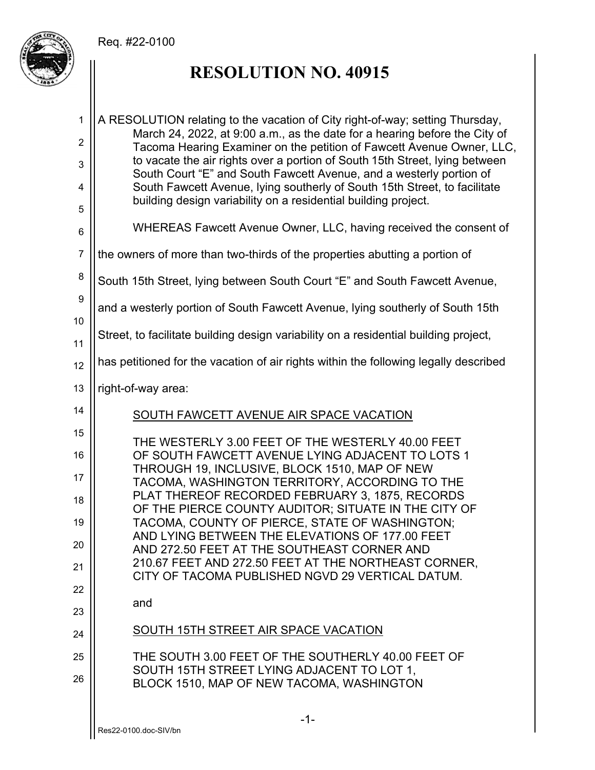Req. #22-0100

# RESOLUTION NO. 40915

A RESOLUTION relating to the vacation of City right-of-way; setting Thursday, March 24, 2022, at 9:00 a.m., as the date for a hearing before the City of Tacoma Hearing Examiner on the petition of Fawcett Avenue Owner, LLC, to vacate the air rights over a portion of South 15th Street, lying between South Court "E" and South Fawcett Avenue, and a westerly portion of South Fawcett Avenue, lying southerly of South 15th Street, to facilitate building design variability on a residential building project.

WHEREAS Fawcett Avenue Owner, LLC, having received the consent of the owners of more than two-thirds of the properties abutting a portion of South 15th Street, lying between South Court "E" and South Fawcett Avenue, and a westerly portion of South Fawcett Avenue, lying southerly of South 15th Street, to facilitate building design variability on a residential building project, has petitioned for the vacation of air rights within the following legally described right-of-way area:

<u>SOUTH FAWCETT AVENUE AIR SPACE VACATION</u>

THE WESTERLY 3.00 FEET OF THE WESTERLY 40.00 FEET OF SOUTH FAWCETT AVENUE LYING ADJACENT TO LOTS 1 THROUGH 19, INCLUSIVE, BLOCK 1510, MAP OF NEW TACOMA, WASHINGTON TERRITORY, ACCORDING TO THE PLAT THEREOF RECORDED FEBRUARY 3, 1875, RECORDS OF THE PIERCE COUNTY AUDITOR; SITUATE IN THE CITY OF TACOMA, COUNTY OF PIERCE, STATE OF WASHINGTON; AND LYING BETWEEN THE ELEVATIONS OF 177.00 FEET AND 272.50 FEET AT THE SOUTHEAST CORNER AND 210.67 FEET AND 272.50 FEET AT THE NORTHEAST CORNER, CITY OF TACOMA PUBLISHED NGVD 29 VERTICAL DATUM.

and

<u>SOUTH 15TH STREET AIR SPACE VACATION</u>

THE SOUTH 3.00 FEET OF THE SOUTHERLY 40.00 FEET OF SOUTH 15TH STREET LYING ADJACENT TO LOT 1, BLOCK 1510, MAP OF NEW TACOMA, WASHINGTON

Res22-0100.doc-SIV/bn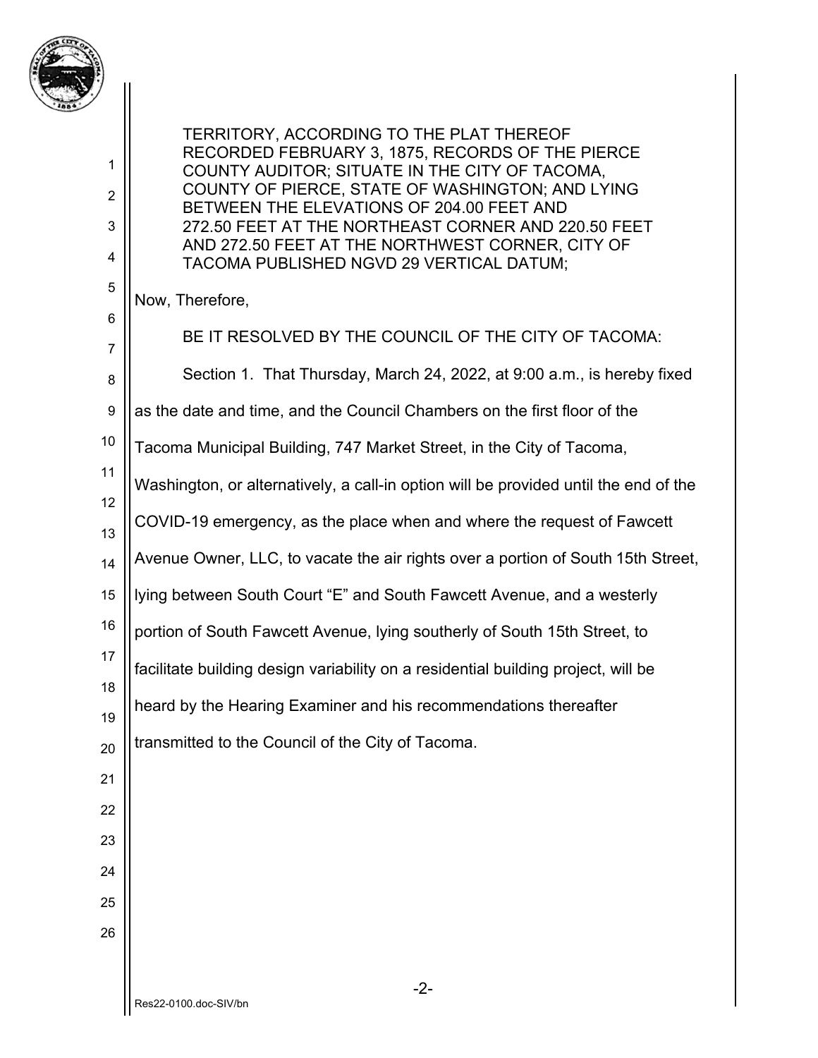TERRITORY, ACCORDING TO THE PLAT THEREOF RECORDED FEBRUARY 3, 1875, RECORDS OF THE PIERCE COUNTY AUDITOR; SITUATE IN THE CITY OF TACOMA, COUNTY OF PIERCE, STATE OF WASHINGTON; AND LYING BETWEEN THE ELEVATIONS OF 204.00 FEET AND 272.50 FEET AT THE NORTHEAST CORNER AND 220.50 FEET AND 272.50 FEET AT THE NORTHWEST CORNER, CITY OF TACOMA PUBLISHED NGVD 29 VERTICAL DATUM;

Now, Therefore,

BE IT RESOLVED BY THE COUNCIL OF THE CITY OF TACOMA:

Section 1. That Thursday, March 24, 2022, at 9:00 a.m., is hereby fixed as the date and time, and the Council Chambers on the first floor of the Tacoma Municipal Building, 747 Market Street, in the City of Tacoma, Washington, or alternatively, a call-in option will be provided until the end of the COVID-19 emergency, as the place when and where the request of Fawcett Avenue Owner, LLC, to vacate the air rights over a portion of South 15th Street, lying between South Court "E" and South Fawcett Avenue, and a westerly portion of South Fawcett Avenue, lying southerly of South 15th Street, to facilitate building design variability on a residential building project, will be heard by the Hearing Examiner and his recommendations thereafter transmitted to the Council of the City of Tacoma.

Res22-0100.doc-SIV/bn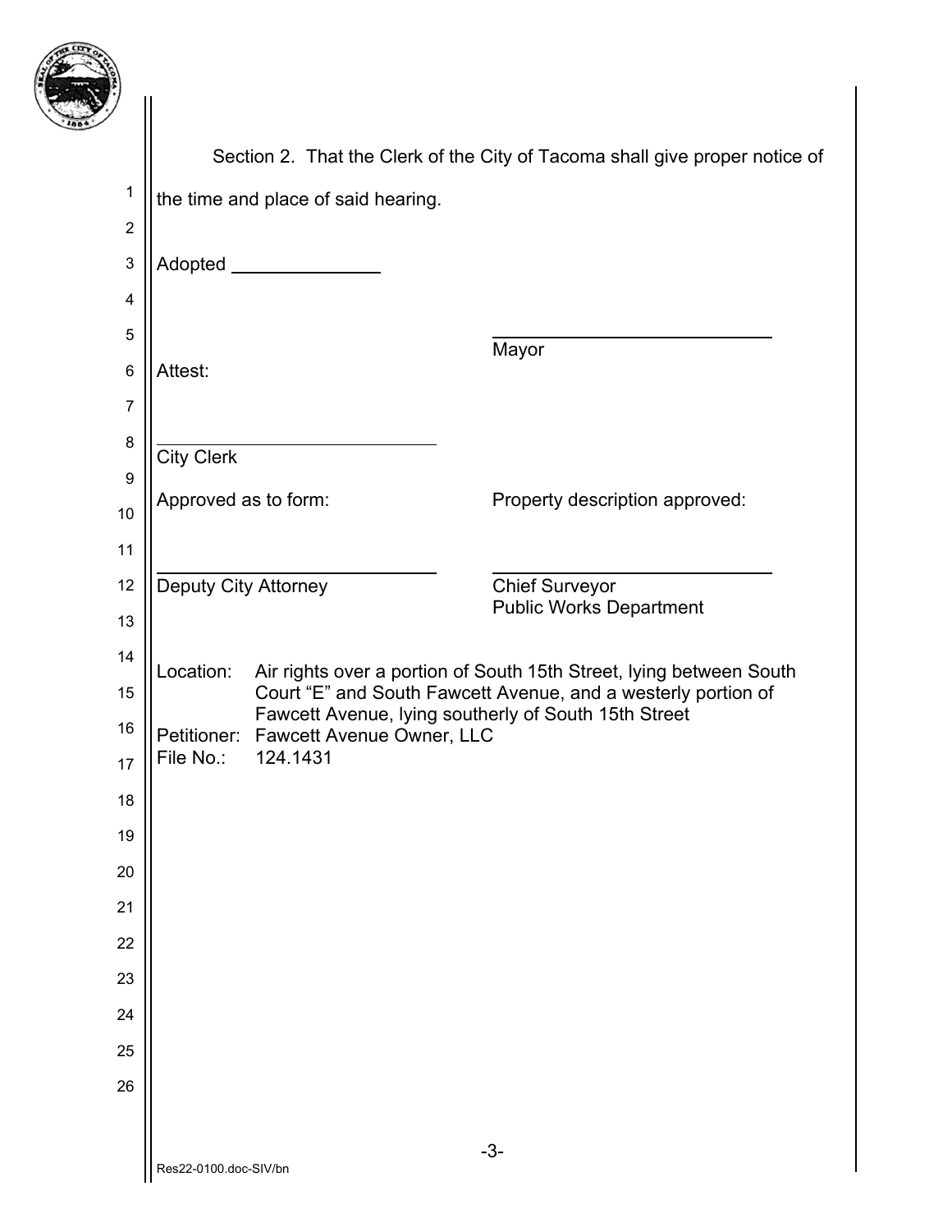Section 2. That the Clerk of the City of Tacoma shall give proper notice of the time and place of said hearing.

Adopted _______________

_____________________________
Mayor

Attest:

_____________________________
City Clerk

Approved as to form: | Property description approved:

_____________________________
Deputy City Attorney

_____________________________
Chief Surveyor
Public Works Department

Location: Air rights over a portion of South 15th Street, lying between South Court "E" and South Fawcett Avenue, and a westerly portion of Fawcett Avenue, lying southerly of South 15th Street

Petitioner: Fawcett Avenue Owner, LLC

File No.: 124.1431

Res22-0100.doc-SIV/bn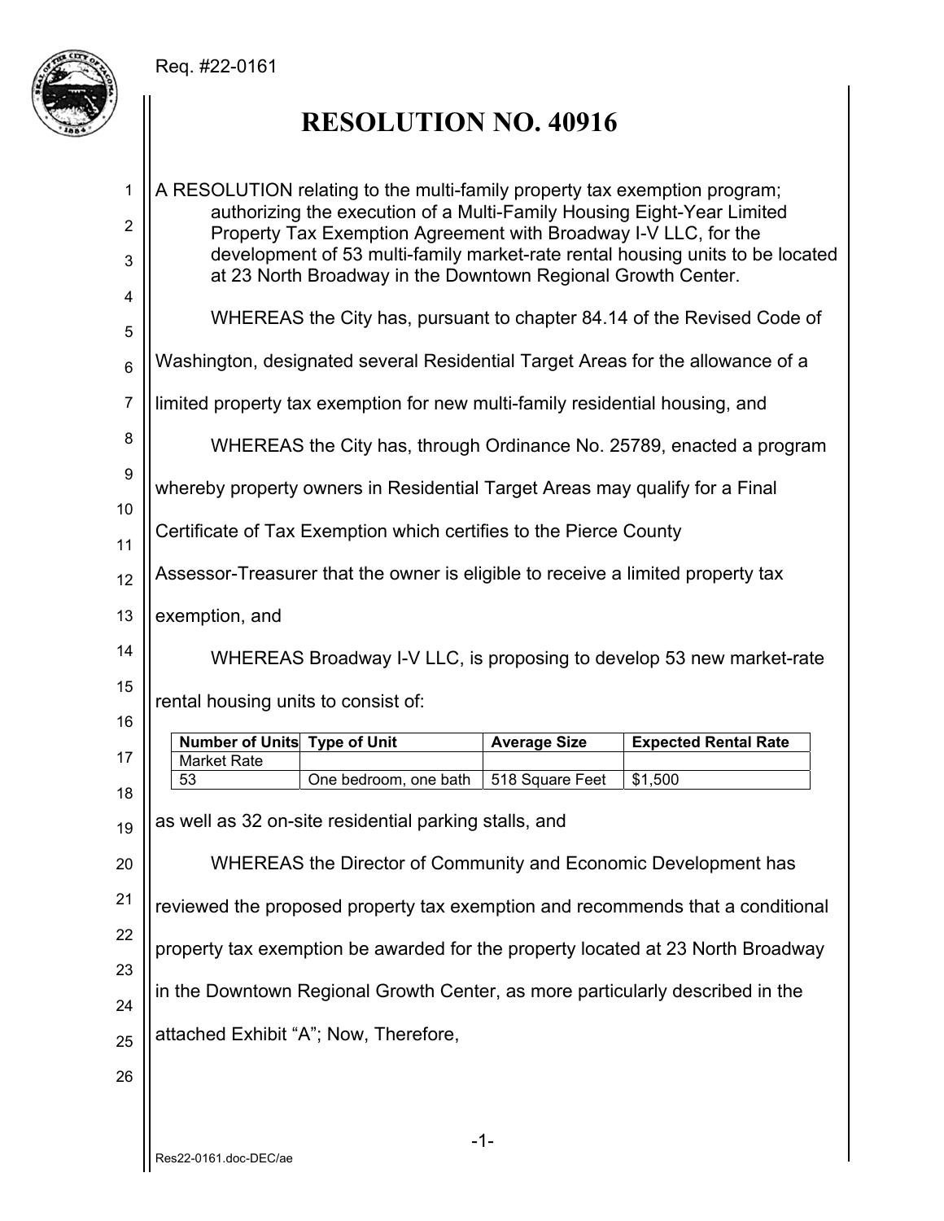Req. #22-0161

# RESOLUTION NO. 40916

A RESOLUTION relating to the multi-family property tax exemption program; authorizing the execution of a Multi-Family Housing Eight-Year Limited Property Tax Exemption Agreement with Broadway I-V LLC, for the development of 53 multi-family market-rate rental housing units to be located at 23 North Broadway in the Downtown Regional Growth Center.

WHEREAS the City has, pursuant to chapter 84.14 of the Revised Code of Washington, designated several Residential Target Areas for the allowance of a limited property tax exemption for new multi-family residential housing, and

WHEREAS the City has, through Ordinance No. 25789, enacted a program whereby property owners in Residential Target Areas may qualify for a Final Certificate of Tax Exemption which certifies to the Pierce County Assessor-Treasurer that the owner is eligible to receive a limited property tax exemption, and

WHEREAS Broadway I-V LLC, is proposing to develop 53 new market-rate rental housing units to consist of:

| Number of Units | Type of Unit | Average Size | Expected Rental Rate |
|---|---|---|---|
| Market Rate | | | |
| 53 | One bedroom, one bath | 518 Square Feet | $1,500 |

as well as 32 on-site residential parking stalls, and

WHEREAS the Director of Community and Economic Development has reviewed the proposed property tax exemption and recommends that a conditional property tax exemption be awarded for the property located at 23 North Broadway in the Downtown Regional Growth Center, as more particularly described in the attached Exhibit "A"; Now, Therefore,

Res22-0161.doc-DEC/ae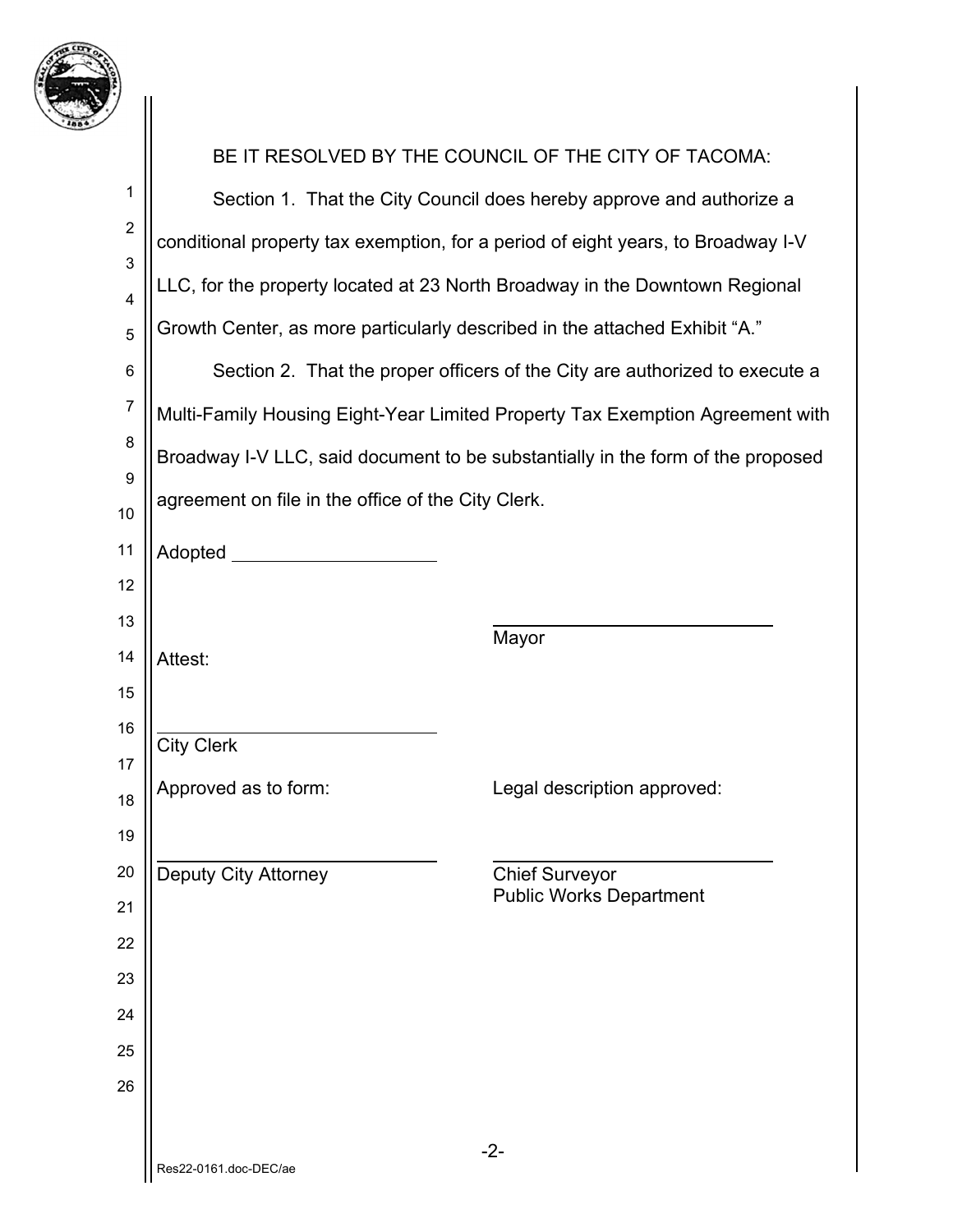BE IT RESOLVED BY THE COUNCIL OF THE CITY OF TACOMA:

Section 1. That the City Council does hereby approve and authorize a conditional property tax exemption, for a period of eight years, to Broadway I-V LLC, for the property located at 23 North Broadway in the Downtown Regional Growth Center, as more particularly described in the attached Exhibit "A."

Section 2. That the proper officers of the City are authorized to execute a Multi-Family Housing Eight-Year Limited Property Tax Exemption Agreement with Broadway I-V LLC, said document to be substantially in the form of the proposed agreement on file in the office of the City Clerk.

Adopted \_\_\_\_\_\_\_\_\_\_\_\_\_\_\_\_\_\_\_\_

\_\_\_\_\_\_\_\_\_\_\_\_\_\_\_\_\_\_\_\_\_\_\_\_\_\_\_\_
Mayor

Attest:

\_\_\_\_\_\_\_\_\_\_\_\_\_\_\_\_\_\_\_\_\_\_\_\_\_\_\_\_
City Clerk

Approved as to form:

\_\_\_\_\_\_\_\_\_\_\_\_\_\_\_\_\_\_\_\_\_\_\_\_\_\_\_\_
Deputy City Attorney

Legal description approved:

\_\_\_\_\_\_\_\_\_\_\_\_\_\_\_\_\_\_\_\_\_\_\_\_\_\_\_\_
Chief Surveyor
Public Works Department

Res22-0161.doc-DEC/ae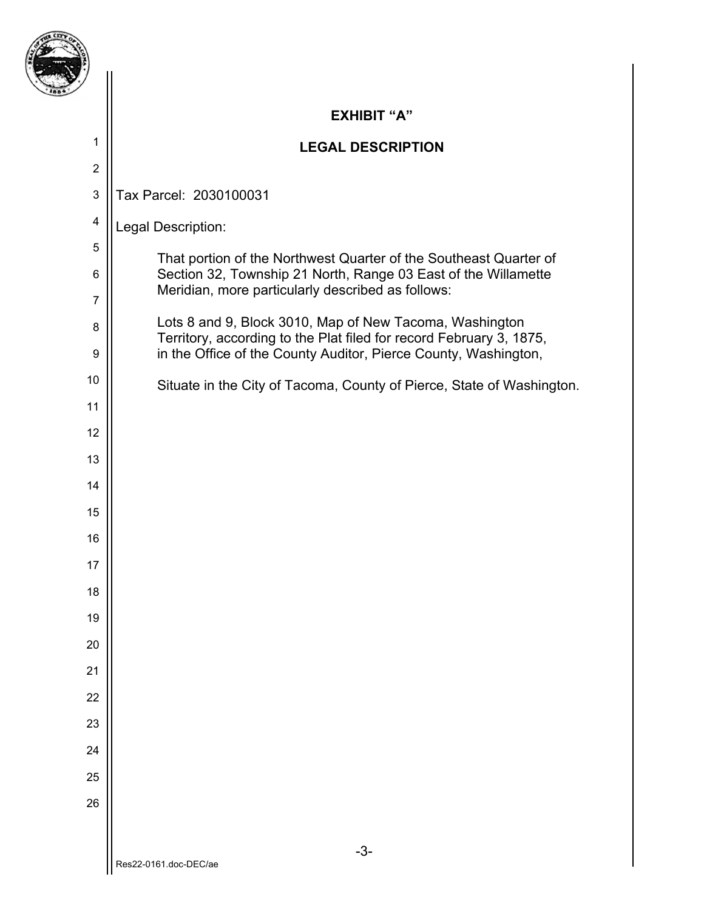# EXHIBIT "A"

## LEGAL DESCRIPTION

Tax Parcel: 2030100031

Legal Description:

> That portion of the Northwest Quarter of the Southeast Quarter of Section 32, Township 21 North, Range 03 East of the Willamette Meridian, more particularly described as follows:
>
> Lots 8 and 9, Block 3010, Map of New Tacoma, Washington Territory, according to the Plat filed for record February 3, 1875, in the Office of the County Auditor, Pierce County, Washington,
>
> Situate in the City of Tacoma, County of Pierce, State of Washington.

Res22-0161.doc-DEC/ae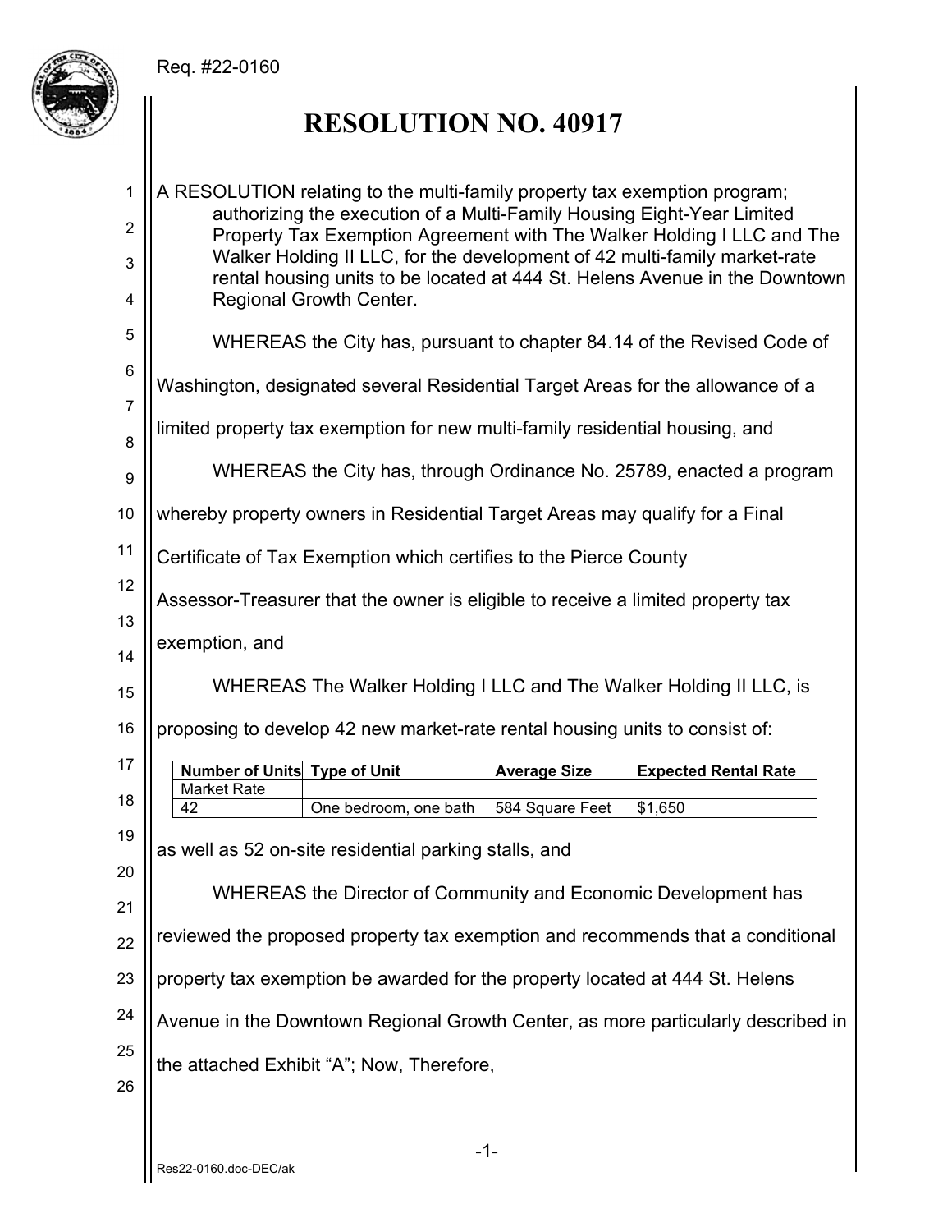Req. #22-0160

# RESOLUTION NO. 40917

A RESOLUTION relating to the multi-family property tax exemption program; authorizing the execution of a Multi-Family Housing Eight-Year Limited Property Tax Exemption Agreement with The Walker Holding I LLC and The Walker Holding II LLC, for the development of 42 multi-family market-rate rental housing units to be located at 444 St. Helens Avenue in the Downtown Regional Growth Center.

WHEREAS the City has, pursuant to chapter 84.14 of the Revised Code of Washington, designated several Residential Target Areas for the allowance of a limited property tax exemption for new multi-family residential housing, and

WHEREAS the City has, through Ordinance No. 25789, enacted a program whereby property owners in Residential Target Areas may qualify for a Final Certificate of Tax Exemption which certifies to the Pierce County Assessor-Treasurer that the owner is eligible to receive a limited property tax exemption, and

WHEREAS The Walker Holding I LLC and The Walker Holding II LLC, is proposing to develop 42 new market-rate rental housing units to consist of:

| Number of Units | Type of Unit | Average Size | Expected Rental Rate |
|---|---|---|---|
| Market Rate | | | |
| 42 | One bedroom, one bath | 584 Square Feet | $1,650 |

as well as 52 on-site residential parking stalls, and

WHEREAS the Director of Community and Economic Development has reviewed the proposed property tax exemption and recommends that a conditional property tax exemption be awarded for the property located at 444 St. Helens Avenue in the Downtown Regional Growth Center, as more particularly described in the attached Exhibit “A”; Now, Therefore,

Res22-0160.doc-DEC/ak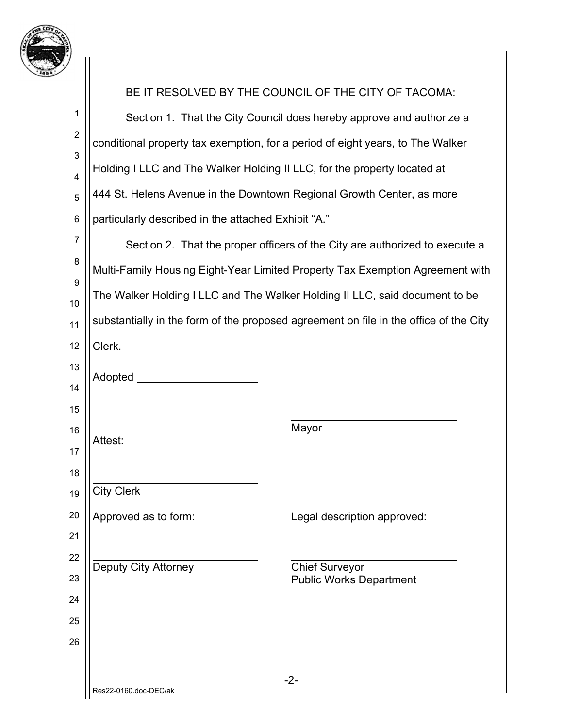BE IT RESOLVED BY THE COUNCIL OF THE CITY OF TACOMA:

Section 1. That the City Council does hereby approve and authorize a conditional property tax exemption, for a period of eight years, to The Walker Holding I LLC and The Walker Holding II LLC, for the property located at 444 St. Helens Avenue in the Downtown Regional Growth Center, as more particularly described in the attached Exhibit "A."

Section 2. That the proper officers of the City are authorized to execute a Multi-Family Housing Eight-Year Limited Property Tax Exemption Agreement with The Walker Holding I LLC and The Walker Holding II LLC, said document to be substantially in the form of the proposed agreement on file in the office of the City Clerk.

Adopted ____________________

____________________________
Mayor

Attest:

____________________________
City Clerk

Approved as to form:

____________________________
Deputy City Attorney

Legal description approved:

____________________________
Chief Surveyor
Public Works Department

Res22-0160.doc-DEC/ak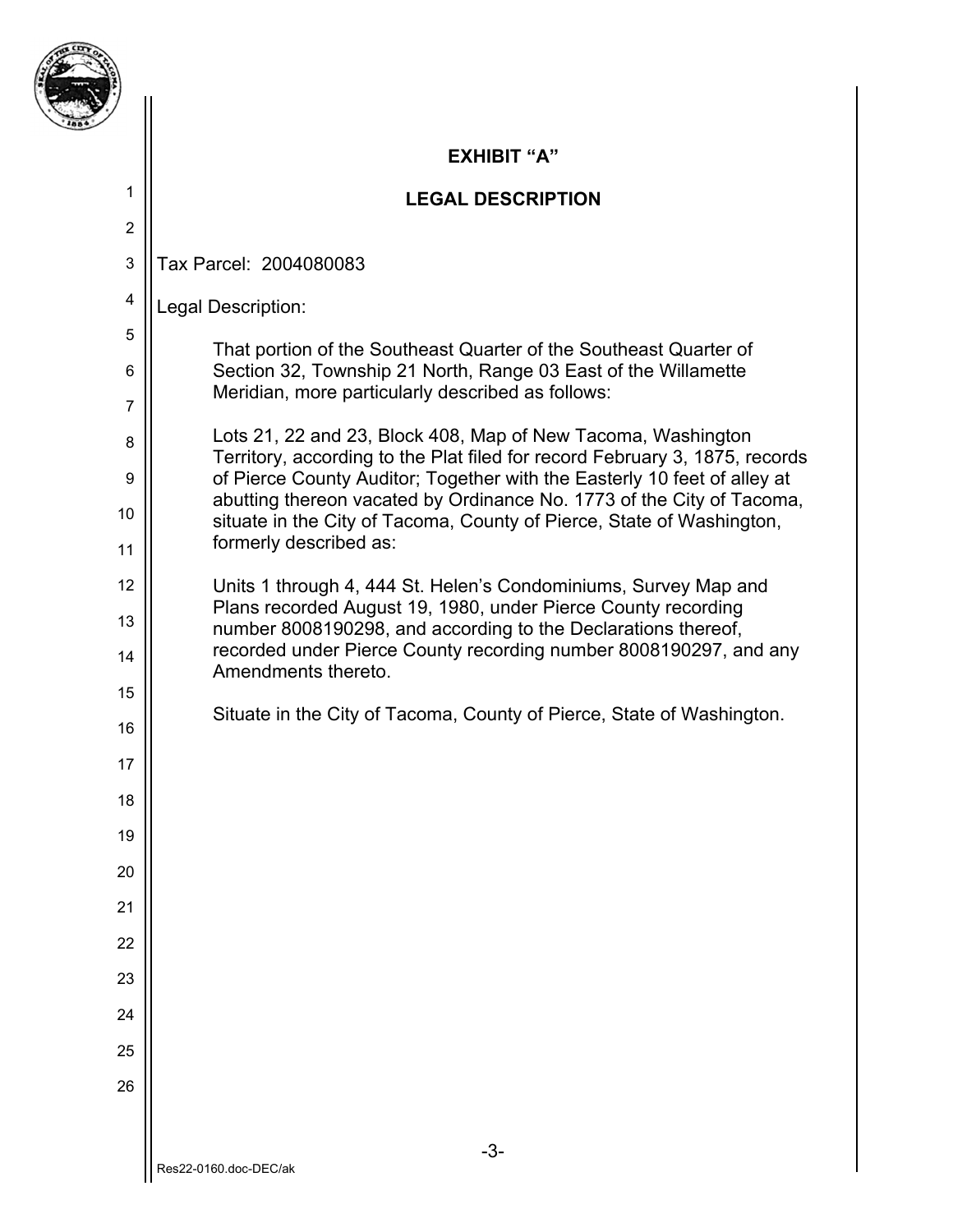# EXHIBIT "A"

## LEGAL DESCRIPTION

Tax Parcel: 2004080083

Legal Description:

That portion of the Southeast Quarter of the Southeast Quarter of Section 32, Township 21 North, Range 03 East of the Willamette Meridian, more particularly described as follows:

Lots 21, 22 and 23, Block 408, Map of New Tacoma, Washington Territory, according to the Plat filed for record February 3, 1875, records of Pierce County Auditor; Together with the Easterly 10 feet of alley at abutting thereon vacated by Ordinance No. 1773 of the City of Tacoma, situate in the City of Tacoma, County of Pierce, State of Washington, formerly described as:

Units 1 through 4, 444 St. Helen's Condominiums, Survey Map and Plans recorded August 19, 1980, under Pierce County recording number 8008190298, and according to the Declarations thereof, recorded under Pierce County recording number 8008190297, and any Amendments thereto.

Situate in the City of Tacoma, County of Pierce, State of Washington.

Res22-0160.doc-DEC/ak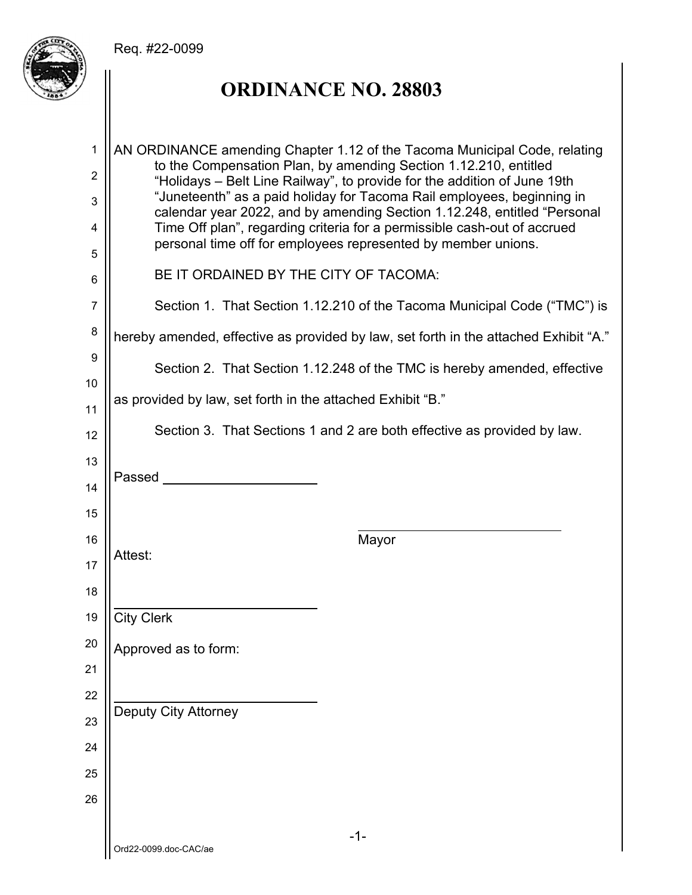Req. #22-0099

# ORDINANCE NO. 28803

AN ORDINANCE amending Chapter 1.12 of the Tacoma Municipal Code, relating to the Compensation Plan, by amending Section 1.12.210, entitled "Holidays – Belt Line Railway", to provide for the addition of June 19th "Juneteenth" as a paid holiday for Tacoma Rail employees, beginning in calendar year 2022, and by amending Section 1.12.248, entitled "Personal Time Off plan", regarding criteria for a permissible cash-out of accrued personal time off for employees represented by member unions.

BE IT ORDAINED BY THE CITY OF TACOMA:

Section 1. That Section 1.12.210 of the Tacoma Municipal Code ("TMC") is hereby amended, effective as provided by law, set forth in the attached Exhibit "A."

Section 2. That Section 1.12.248 of the TMC is hereby amended, effective as provided by law, set forth in the attached Exhibit "B."

Section 3. That Sections 1 and 2 are both effective as provided by law.

Passed ____________________

____________________________
Mayor

Attest:

____________________________
City Clerk

Approved as to form:

____________________________
Deputy City Attorney

Ord22-0099.doc-CAC/ae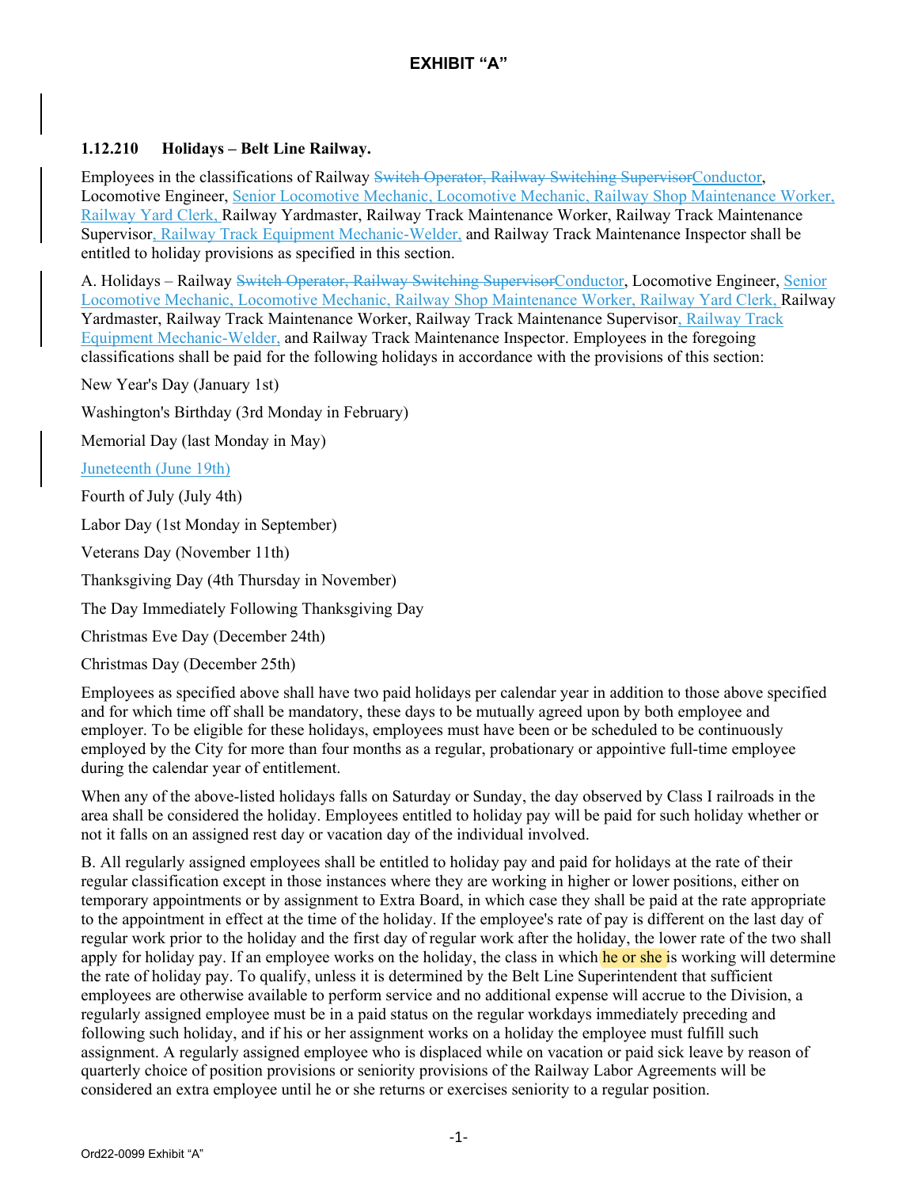## EXHIBIT "A"

**1.12.210 Holidays – Belt Line Railway.**

Employees in the classifications of Railway ~~Switch Operator, Railway Switching Supervisor~~Conductor, Locomotive Engineer, Senior Locomotive Mechanic, Locomotive Mechanic, Railway Shop Maintenance Worker, Railway Yard Clerk, Railway Yardmaster, Railway Track Maintenance Worker, Railway Track Maintenance Supervisor, Railway Track Equipment Mechanic-Welder, and Railway Track Maintenance Inspector shall be entitled to holiday provisions as specified in this section.

A. Holidays – Railway ~~Switch Operator, Railway Switching Supervisor~~Conductor, Locomotive Engineer, Senior Locomotive Mechanic, Locomotive Mechanic, Railway Shop Maintenance Worker, Railway Yard Clerk, Railway Yardmaster, Railway Track Maintenance Worker, Railway Track Maintenance Supervisor, Railway Track Equipment Mechanic-Welder, and Railway Track Maintenance Inspector. Employees in the foregoing classifications shall be paid for the following holidays in accordance with the provisions of this section:

New Year's Day (January 1st)

Washington's Birthday (3rd Monday in February)

Memorial Day (last Monday in May)

Juneteenth (June 19th)

Fourth of July (July 4th)

Labor Day (1st Monday in September)

Veterans Day (November 11th)

Thanksgiving Day (4th Thursday in November)

The Day Immediately Following Thanksgiving Day

Christmas Eve Day (December 24th)

Christmas Day (December 25th)

Employees as specified above shall have two paid holidays per calendar year in addition to those above specified and for which time off shall be mandatory, these days to be mutually agreed upon by both employee and employer. To be eligible for these holidays, employees must have been or be scheduled to be continuously employed by the City for more than four months as a regular, probationary or appointive full-time employee during the calendar year of entitlement.

When any of the above-listed holidays falls on Saturday or Sunday, the day observed by Class I railroads in the area shall be considered the holiday. Employees entitled to holiday pay will be paid for such holiday whether or not it falls on an assigned rest day or vacation day of the individual involved.

B. All regularly assigned employees shall be entitled to holiday pay and paid for holidays at the rate of their regular classification except in those instances where they are working in higher or lower positions, either on temporary appointments or by assignment to Extra Board, in which case they shall be paid at the rate appropriate to the appointment in effect at the time of the holiday. If the employee's rate of pay is different on the last day of regular work prior to the holiday and the first day of regular work after the holiday, the lower rate of the two shall apply for holiday pay. If an employee works on the holiday, the class in which he or she is working will determine the rate of holiday pay. To qualify, unless it is determined by the Belt Line Superintendent that sufficient employees are otherwise available to perform service and no additional expense will accrue to the Division, a regularly assigned employee must be in a paid status on the regular workdays immediately preceding and following such holiday, and if his or her assignment works on a holiday the employee must fulfill such assignment. A regularly assigned employee who is displaced while on vacation or paid sick leave by reason of quarterly choice of position provisions or seniority provisions of the Railway Labor Agreements will be considered an extra employee until he or she returns or exercises seniority to a regular position.

Ord22-0099 Exhibit "A"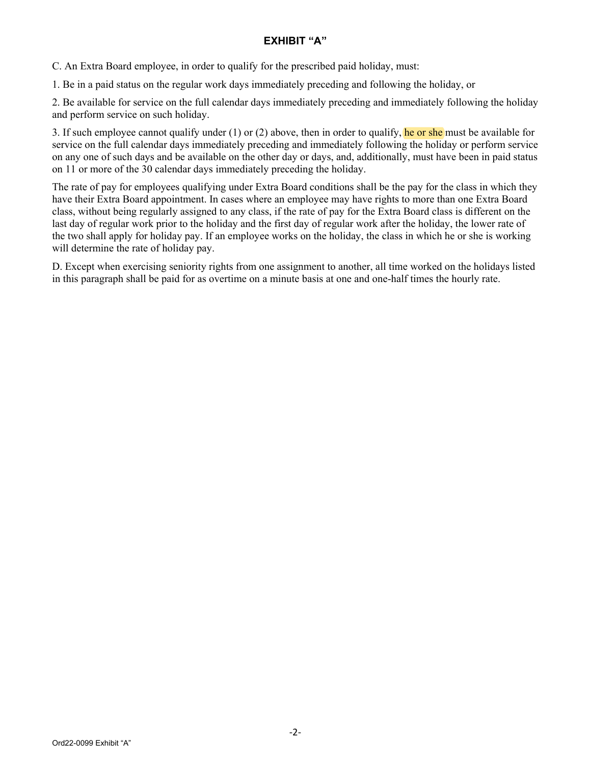## EXHIBIT "A"

C. An Extra Board employee, in order to qualify for the prescribed paid holiday, must:

1. Be in a paid status on the regular work days immediately preceding and following the holiday, or

2. Be available for service on the full calendar days immediately preceding and immediately following the holiday and perform service on such holiday.

3. If such employee cannot qualify under (1) or (2) above, then in order to qualify, he or she must be available for service on the full calendar days immediately preceding and immediately following the holiday or perform service on any one of such days and be available on the other day or days, and, additionally, must have been in paid status on 11 or more of the 30 calendar days immediately preceding the holiday.

The rate of pay for employees qualifying under Extra Board conditions shall be the pay for the class in which they have their Extra Board appointment. In cases where an employee may have rights to more than one Extra Board class, without being regularly assigned to any class, if the rate of pay for the Extra Board class is different on the last day of regular work prior to the holiday and the first day of regular work after the holiday, the lower rate of the two shall apply for holiday pay. If an employee works on the holiday, the class in which he or she is working will determine the rate of holiday pay.

D. Except when exercising seniority rights from one assignment to another, all time worked on the holidays listed in this paragraph shall be paid for as overtime on a minute basis at one and one-half times the hourly rate.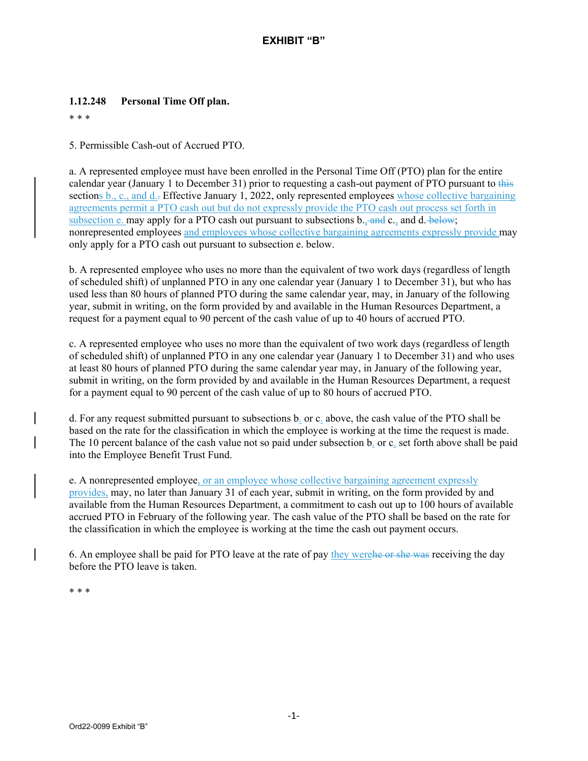# EXHIBIT "B"

**1.12.248 Personal Time Off plan.**

\* \* \*

5. Permissible Cash-out of Accrued PTO.

a. A represented employee must have been enrolled in the Personal Time Off (PTO) plan for the entire calendar year (January 1 to December 31) prior to requesting a cash-out payment of PTO pursuant to ~~this~~ sections b., c., and d.~~.~~ Effective January 1, 2022, only represented employees whose collective bargaining agreements permit a PTO cash out but do not expressly provide the PTO cash out process set forth in subsection e. may apply for a PTO cash out pursuant to subsections b.,~~ and~~ c., and d.~~ below~~; nonrepresented employees and employees whose collective bargaining agreements expressly provide may only apply for a PTO cash out pursuant to subsection e. below.

b. A represented employee who uses no more than the equivalent of two work days (regardless of length of scheduled shift) of unplanned PTO in any one calendar year (January 1 to December 31), but who has used less than 80 hours of planned PTO during the same calendar year, may, in January of the following year, submit in writing, on the form provided by and available in the Human Resources Department, a request for a payment equal to 90 percent of the cash value of up to 40 hours of accrued PTO.

c. A represented employee who uses no more than the equivalent of two work days (regardless of length of scheduled shift) of unplanned PTO in any one calendar year (January 1 to December 31) and who uses at least 80 hours of planned PTO during the same calendar year may, in January of the following year, submit in writing, on the form provided by and available in the Human Resources Department, a request for a payment equal to 90 percent of the cash value of up to 80 hours of accrued PTO.

d. For any request submitted pursuant to subsections b. or c. above, the cash value of the PTO shall be based on the rate for the classification in which the employee is working at the time the request is made. The 10 percent balance of the cash value not so paid under subsection b. or c. set forth above shall be paid into the Employee Benefit Trust Fund.

e. A nonrepresented employee, or an employee whose collective bargaining agreement expressly provides, may, no later than January 31 of each year, submit in writing, on the form provided by and available from the Human Resources Department, a commitment to cash out up to 100 hours of available accrued PTO in February of the following year. The cash value of the PTO shall be based on the rate for the classification in which the employee is working at the time the cash out payment occurs.

6. An employee shall be paid for PTO leave at the rate of pay they were~~he or she was~~ receiving the day before the PTO leave is taken.

\* \* \*

Ord22-0099 Exhibit "B"